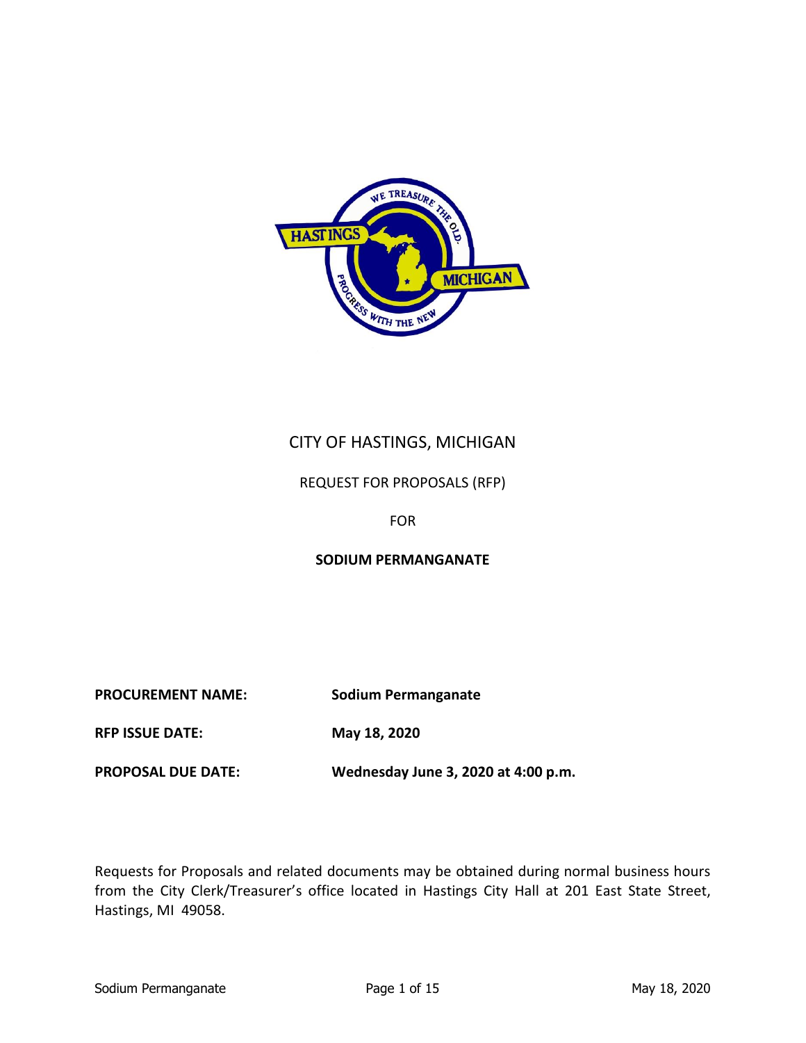# CITY OF HASTINGS, MICHIGAN

REQUEST FOR PROPOSALS (RFP)

FOR

**SODIUM PERMANGANATE**

| | |
|---|---|
| **PROCUREMENT NAME:** | **Sodium Permanganate** |
| **RFP ISSUE DATE:** | **May 18, 2020** |
| **PROPOSAL DUE DATE:** | **Wednesday June 3, 2020 at 4:00 p.m.** |

Requests for Proposals and related documents may be obtained during normal business hours from the City Clerk/Treasurer's office located in Hastings City Hall at 201 East State Street, Hastings, MI 49058.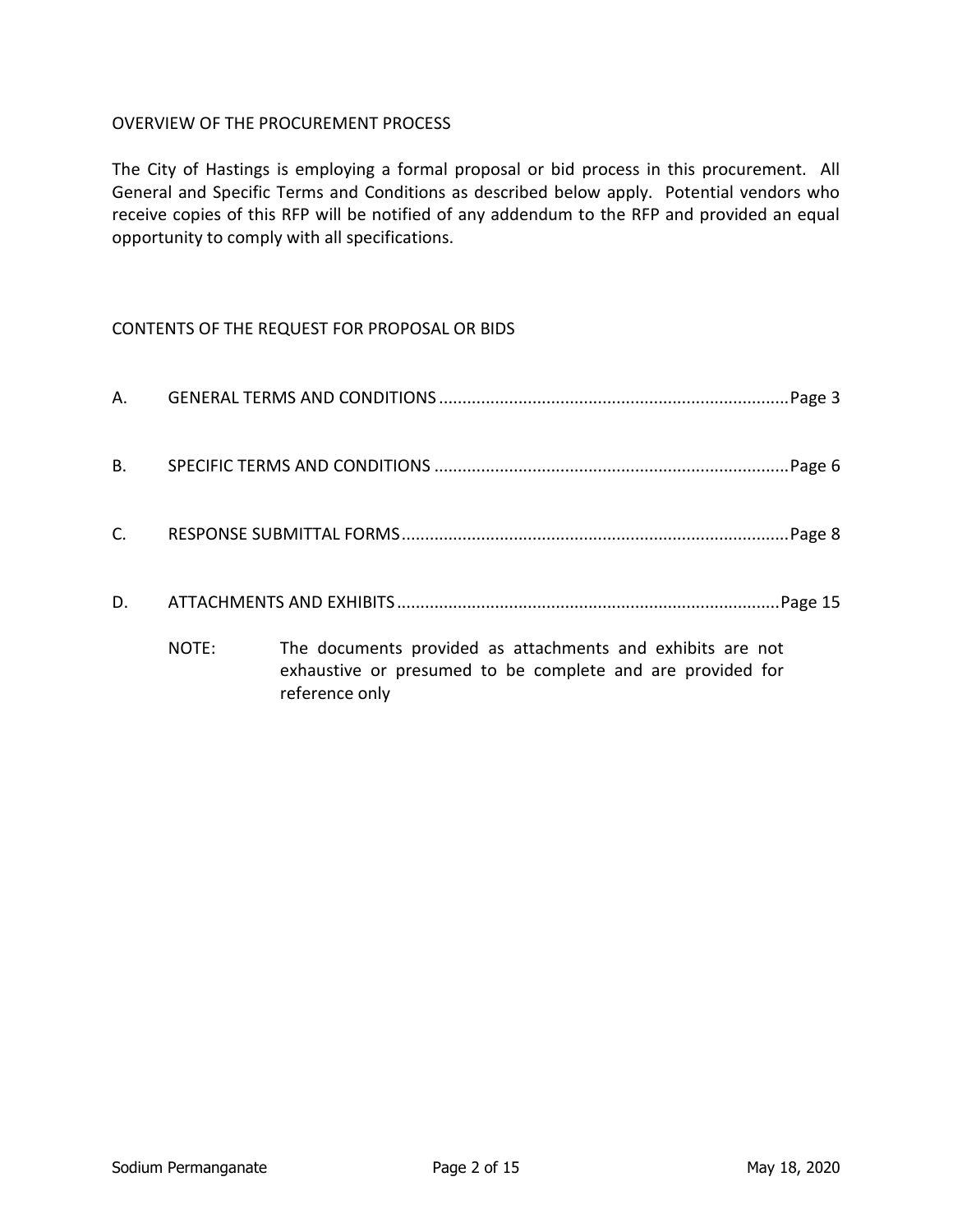## OVERVIEW OF THE PROCUREMENT PROCESS

The City of Hastings is employing a formal proposal or bid process in this procurement. All General and Specific Terms and Conditions as described below apply. Potential vendors who receive copies of this RFP will be notified of any addendum to the RFP and provided an equal opportunity to comply with all specifications.

## CONTENTS OF THE REQUEST FOR PROPOSAL OR BIDS

A. GENERAL TERMS AND CONDITIONS .......................................................................... Page 3

B. SPECIFIC TERMS AND CONDITIONS .......................................................................... Page 6

C. RESPONSE SUBMITTAL FORMS .................................................................................. Page 8

D. ATTACHMENTS AND EXHIBITS ................................................................................. Page 15

NOTE: The documents provided as attachments and exhibits are not exhaustive or presumed to be complete and are provided for reference only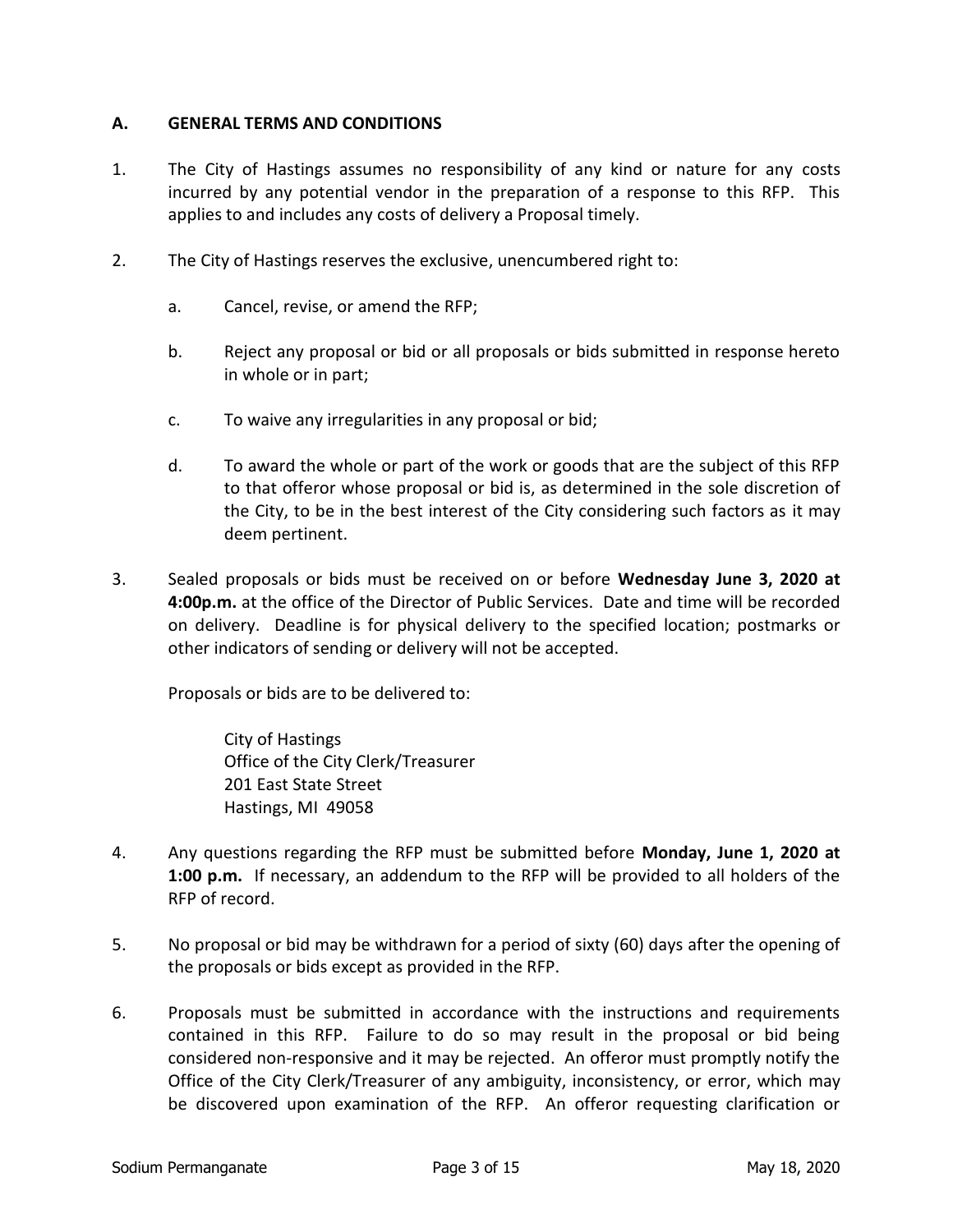## A. GENERAL TERMS AND CONDITIONS

1. The City of Hastings assumes no responsibility of any kind or nature for any costs incurred by any potential vendor in the preparation of a response to this RFP. This applies to and includes any costs of delivery a Proposal timely.

2. The City of Hastings reserves the exclusive, unencumbered right to:

   a. Cancel, revise, or amend the RFP;

   b. Reject any proposal or bid or all proposals or bids submitted in response hereto in whole or in part;

   c. To waive any irregularities in any proposal or bid;

   d. To award the whole or part of the work or goods that are the subject of this RFP to that offeror whose proposal or bid is, as determined in the sole discretion of the City, to be in the best interest of the City considering such factors as it may deem pertinent.

3. Sealed proposals or bids must be received on or before **Wednesday June 3, 2020 at 4:00p.m.** at the office of the Director of Public Services. Date and time will be recorded on delivery. Deadline is for physical delivery to the specified location; postmarks or other indicators of sending or delivery will not be accepted.

   Proposals or bids are to be delivered to:

   City of Hastings
   Office of the City Clerk/Treasurer
   201 East State Street
   Hastings, MI 49058

4. Any questions regarding the RFP must be submitted before **Monday, June 1, 2020 at 1:00 p.m.** If necessary, an addendum to the RFP will be provided to all holders of the RFP of record.

5. No proposal or bid may be withdrawn for a period of sixty (60) days after the opening of the proposals or bids except as provided in the RFP.

6. Proposals must be submitted in accordance with the instructions and requirements contained in this RFP. Failure to do so may result in the proposal or bid being considered non-responsive and it may be rejected. An offeror must promptly notify the Office of the City Clerk/Treasurer of any ambiguity, inconsistency, or error, which may be discovered upon examination of the RFP. An offeror requesting clarification or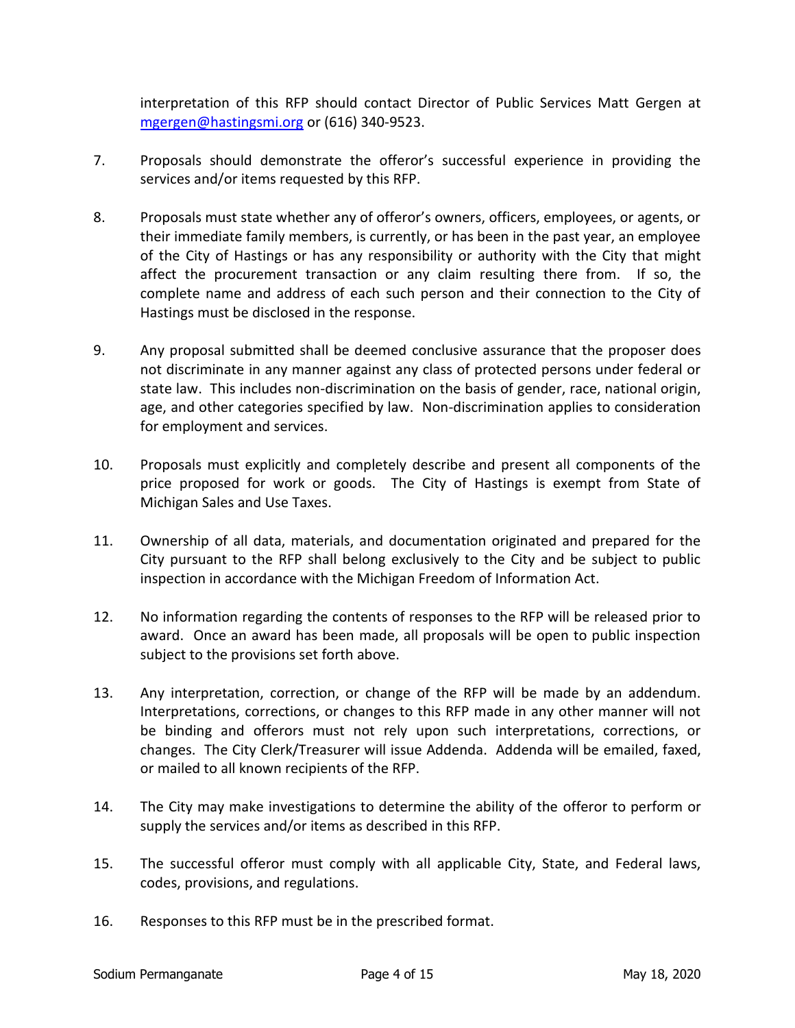interpretation of this RFP should contact Director of Public Services Matt Gergen at [mgergen@hastingsmi.org](mailto:mgergen@hastingsmi.org) or (616) 340-9523.

7. Proposals should demonstrate the offeror's successful experience in providing the services and/or items requested by this RFP.

8. Proposals must state whether any of offeror's owners, officers, employees, or agents, or their immediate family members, is currently, or has been in the past year, an employee of the City of Hastings or has any responsibility or authority with the City that might affect the procurement transaction or any claim resulting there from. If so, the complete name and address of each such person and their connection to the City of Hastings must be disclosed in the response.

9. Any proposal submitted shall be deemed conclusive assurance that the proposer does not discriminate in any manner against any class of protected persons under federal or state law. This includes non-discrimination on the basis of gender, race, national origin, age, and other categories specified by law. Non-discrimination applies to consideration for employment and services.

10. Proposals must explicitly and completely describe and present all components of the price proposed for work or goods. The City of Hastings is exempt from State of Michigan Sales and Use Taxes.

11. Ownership of all data, materials, and documentation originated and prepared for the City pursuant to the RFP shall belong exclusively to the City and be subject to public inspection in accordance with the Michigan Freedom of Information Act.

12. No information regarding the contents of responses to the RFP will be released prior to award. Once an award has been made, all proposals will be open to public inspection subject to the provisions set forth above.

13. Any interpretation, correction, or change of the RFP will be made by an addendum. Interpretations, corrections, or changes to this RFP made in any other manner will not be binding and offerors must not rely upon such interpretations, corrections, or changes. The City Clerk/Treasurer will issue Addenda. Addenda will be emailed, faxed, or mailed to all known recipients of the RFP.

14. The City may make investigations to determine the ability of the offeror to perform or supply the services and/or items as described in this RFP.

15. The successful offeror must comply with all applicable City, State, and Federal laws, codes, provisions, and regulations.

16. Responses to this RFP must be in the prescribed format.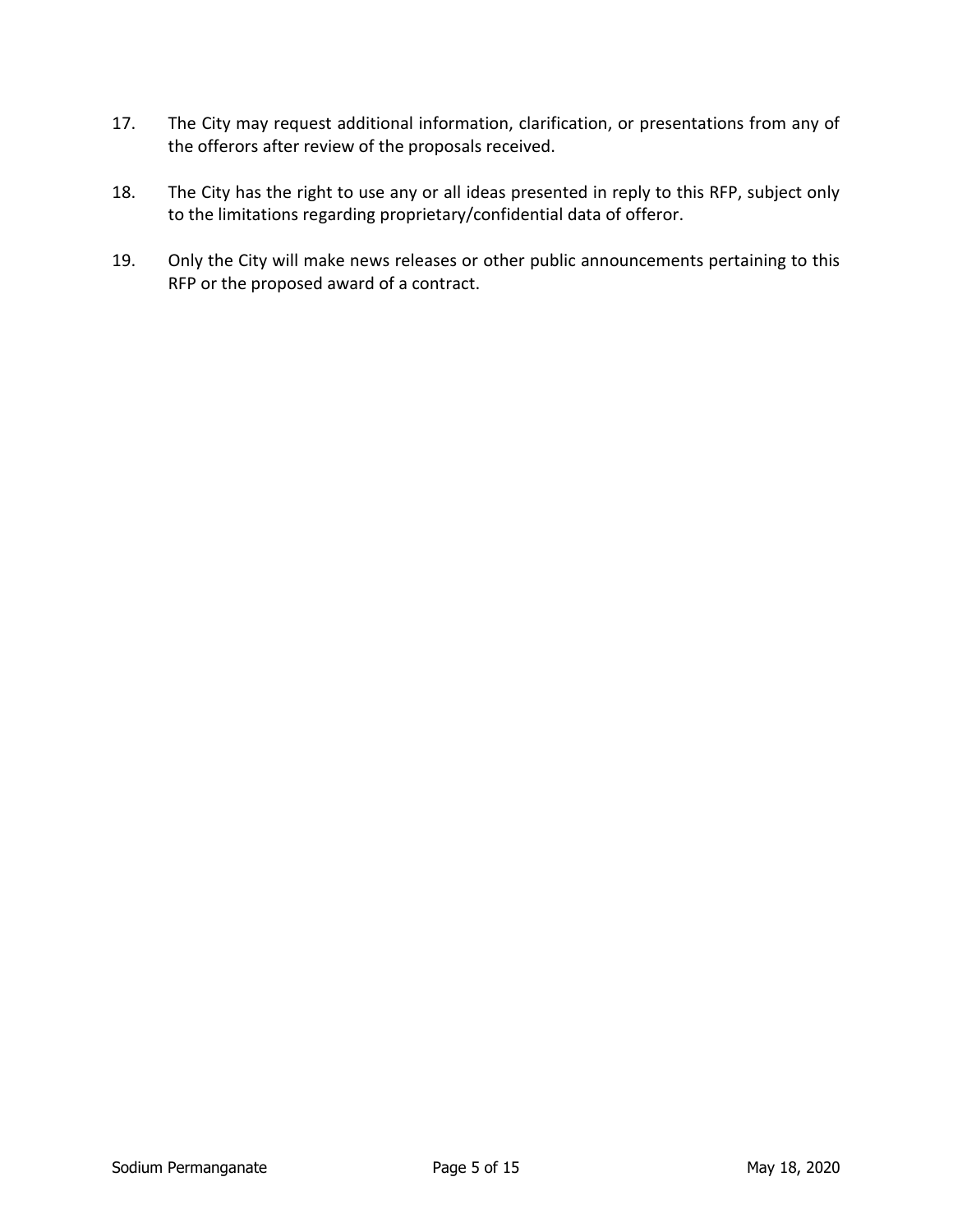17. The City may request additional information, clarification, or presentations from any of the offerors after review of the proposals received.

18. The City has the right to use any or all ideas presented in reply to this RFP, subject only to the limitations regarding proprietary/confidential data of offeror.

19. Only the City will make news releases or other public announcements pertaining to this RFP or the proposed award of a contract.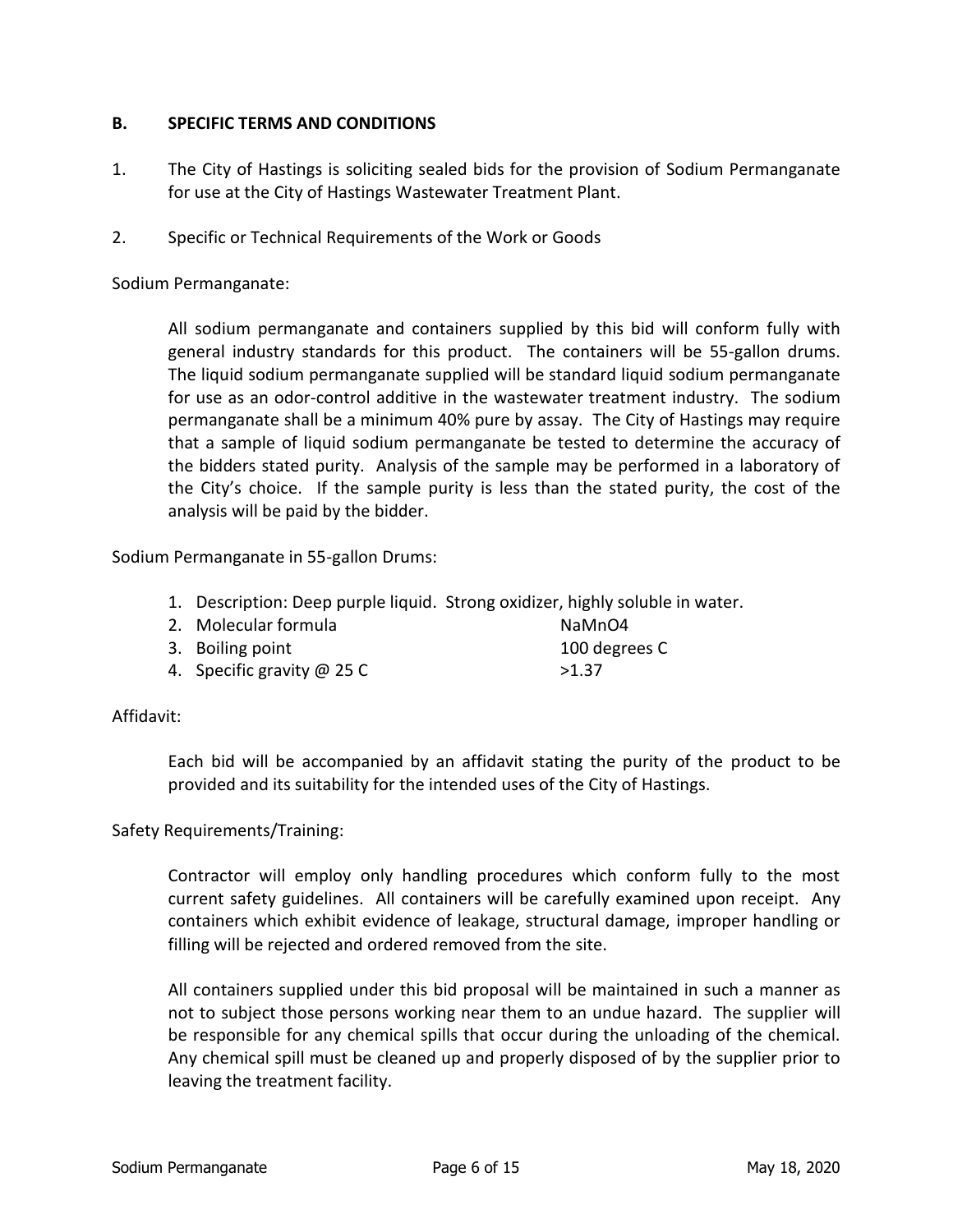## B. SPECIFIC TERMS AND CONDITIONS

1. The City of Hastings is soliciting sealed bids for the provision of Sodium Permanganate for use at the City of Hastings Wastewater Treatment Plant.

2. Specific or Technical Requirements of the Work or Goods

Sodium Permanganate:

All sodium permanganate and containers supplied by this bid will conform fully with general industry standards for this product. The containers will be 55-gallon drums. The liquid sodium permanganate supplied will be standard liquid sodium permanganate for use as an odor-control additive in the wastewater treatment industry. The sodium permanganate shall be a minimum 40% pure by assay. The City of Hastings may require that a sample of liquid sodium permanganate be tested to determine the accuracy of the bidders stated purity. Analysis of the sample may be performed in a laboratory of the City's choice. If the sample purity is less than the stated purity, the cost of the analysis will be paid by the bidder.

Sodium Permanganate in 55-gallon Drums:

1. Description: Deep purple liquid. Strong oxidizer, highly soluble in water.
2. Molecular formula $NaMnO_4$
3. Boiling point 100 degrees C
4. Specific gravity @ 25 C >1.37

Affidavit:

Each bid will be accompanied by an affidavit stating the purity of the product to be provided and its suitability for the intended uses of the City of Hastings.

Safety Requirements/Training:

Contractor will employ only handling procedures which conform fully to the most current safety guidelines. All containers will be carefully examined upon receipt. Any containers which exhibit evidence of leakage, structural damage, improper handling or filling will be rejected and ordered removed from the site.

All containers supplied under this bid proposal will be maintained in such a manner as not to subject those persons working near them to an undue hazard. The supplier will be responsible for any chemical spills that occur during the unloading of the chemical. Any chemical spill must be cleaned up and properly disposed of by the supplier prior to leaving the treatment facility.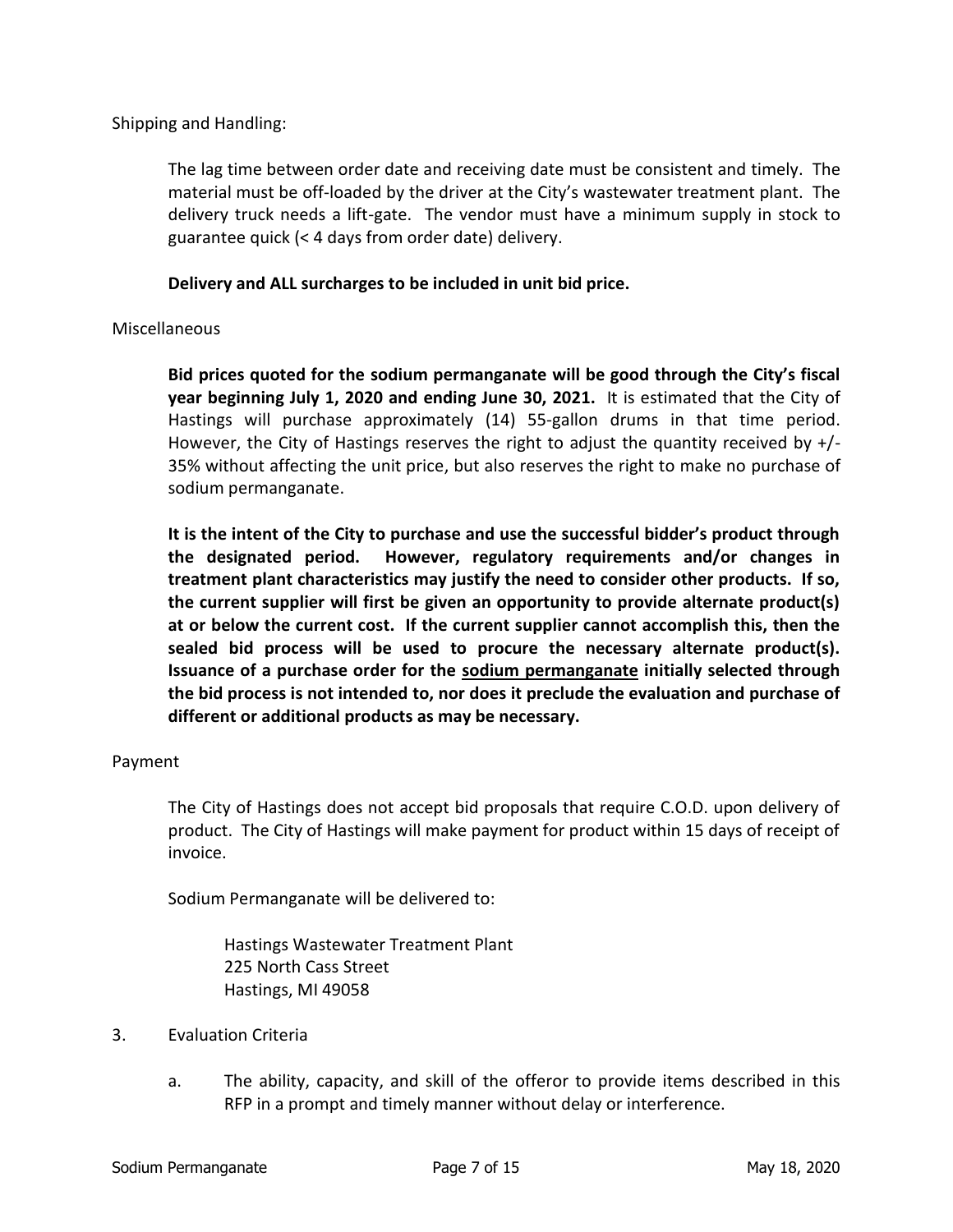Shipping and Handling:

The lag time between order date and receiving date must be consistent and timely. The material must be off-loaded by the driver at the City's wastewater treatment plant. The delivery truck needs a lift-gate. The vendor must have a minimum supply in stock to guarantee quick (< 4 days from order date) delivery.

**Delivery and ALL surcharges to be included in unit bid price.**

Miscellaneous

**Bid prices quoted for the sodium permanganate will be good through the City's fiscal year beginning July 1, 2020 and ending June 30, 2021.** It is estimated that the City of Hastings will purchase approximately (14) 55-gallon drums in that time period. However, the City of Hastings reserves the right to adjust the quantity received by +/- 35% without affecting the unit price, but also reserves the right to make no purchase of sodium permanganate.

**It is the intent of the City to purchase and use the successful bidder's product through the designated period. However, regulatory requirements and/or changes in treatment plant characteristics may justify the need to consider other products. If so, the current supplier will first be given an opportunity to provide alternate product(s) at or below the current cost. If the current supplier cannot accomplish this, then the sealed bid process will be used to procure the necessary alternate product(s). Issuance of a purchase order for the <u>sodium permanganate</u> initially selected through the bid process is not intended to, nor does it preclude the evaluation and purchase of different or additional products as may be necessary.**

Payment

The City of Hastings does not accept bid proposals that require C.O.D. upon delivery of product. The City of Hastings will make payment for product within 15 days of receipt of invoice.

Sodium Permanganate will be delivered to:

Hastings Wastewater Treatment Plant
225 North Cass Street
Hastings, MI 49058

3. Evaluation Criteria

   a. The ability, capacity, and skill of the offeror to provide items described in this RFP in a prompt and timely manner without delay or interference.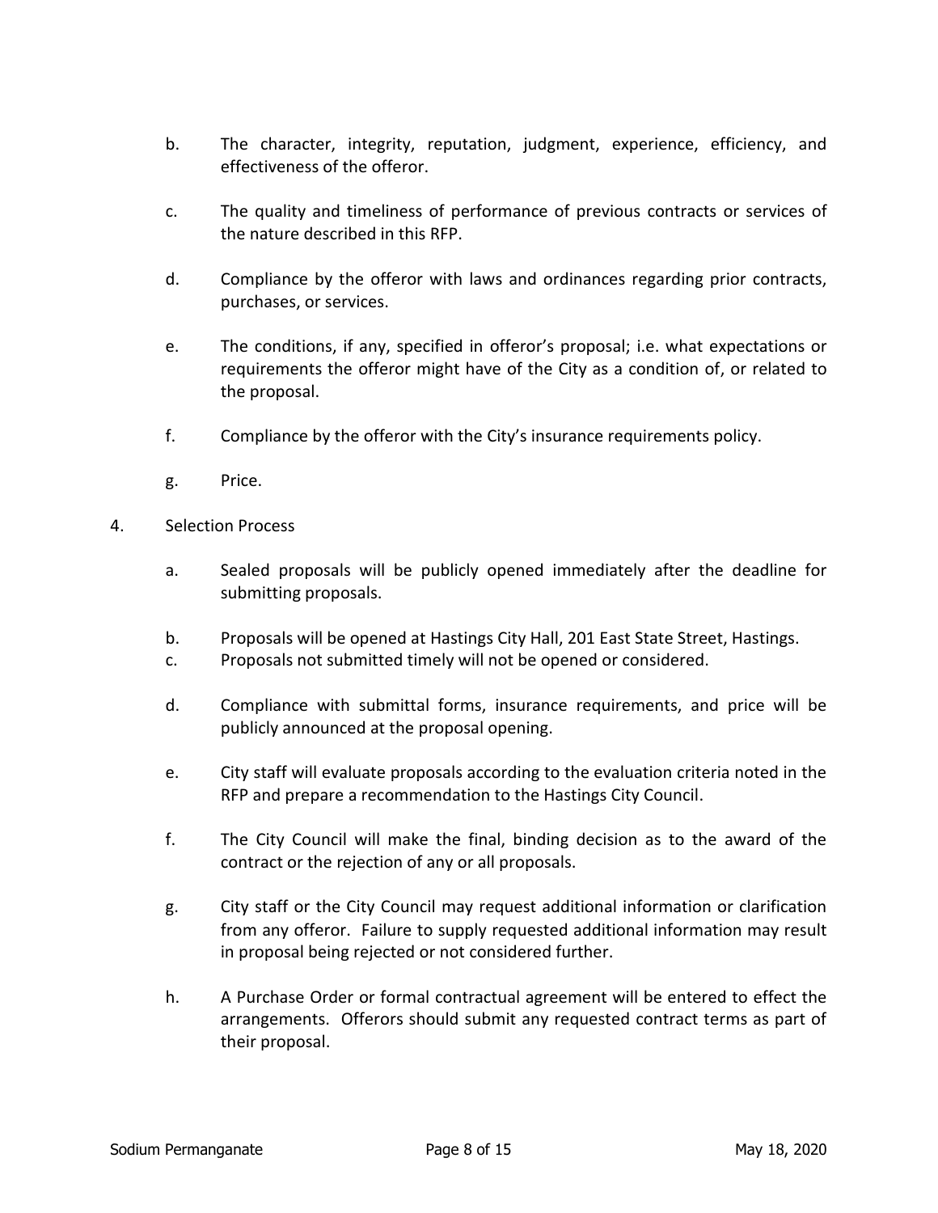b. The character, integrity, reputation, judgment, experience, efficiency, and effectiveness of the offeror.

c. The quality and timeliness of performance of previous contracts or services of the nature described in this RFP.

d. Compliance by the offeror with laws and ordinances regarding prior contracts, purchases, or services.

e. The conditions, if any, specified in offeror's proposal; i.e. what expectations or requirements the offeror might have of the City as a condition of, or related to the proposal.

f. Compliance by the offeror with the City's insurance requirements policy.

g. Price.

4. Selection Process

a. Sealed proposals will be publicly opened immediately after the deadline for submitting proposals.

b. Proposals will be opened at Hastings City Hall, 201 East State Street, Hastings.

c. Proposals not submitted timely will not be opened or considered.

d. Compliance with submittal forms, insurance requirements, and price will be publicly announced at the proposal opening.

e. City staff will evaluate proposals according to the evaluation criteria noted in the RFP and prepare a recommendation to the Hastings City Council.

f. The City Council will make the final, binding decision as to the award of the contract or the rejection of any or all proposals.

g. City staff or the City Council may request additional information or clarification from any offeror. Failure to supply requested additional information may result in proposal being rejected or not considered further.

h. A Purchase Order or formal contractual agreement will be entered to effect the arrangements. Offerors should submit any requested contract terms as part of their proposal.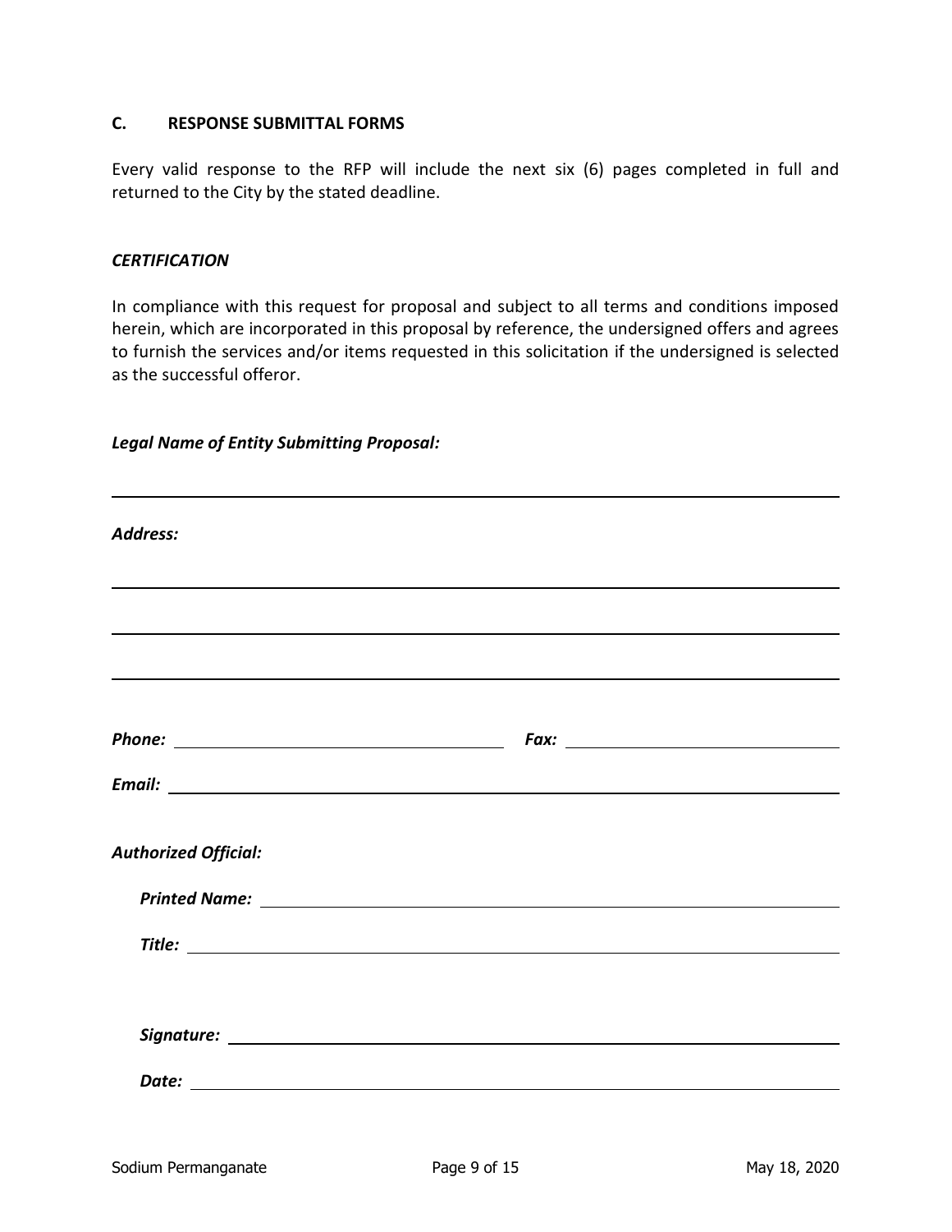### C. RESPONSE SUBMITTAL FORMS

Every valid response to the RFP will include the next six (6) pages completed in full and returned to the City by the stated deadline.

***CERTIFICATION***

In compliance with this request for proposal and subject to all terms and conditions imposed herein, which are incorporated in this proposal by reference, the undersigned offers and agrees to furnish the services and/or items requested in this solicitation if the undersigned is selected as the successful offeror.

***Legal Name of Entity Submitting Proposal:***

______________________________________________________________________

***Address:***

______________________________________________________________________

______________________________________________________________________

______________________________________________________________________

***Phone:*** ______________________________ ***Fax:*** ______________________________

***Email:*** ______________________________________________________________

***Authorized Official:***

***Printed Name:*** ______________________________________________________

***Title:*** ______________________________________________________________

***Signature:*** __________________________________________________________

***Date:*** ______________________________________________________________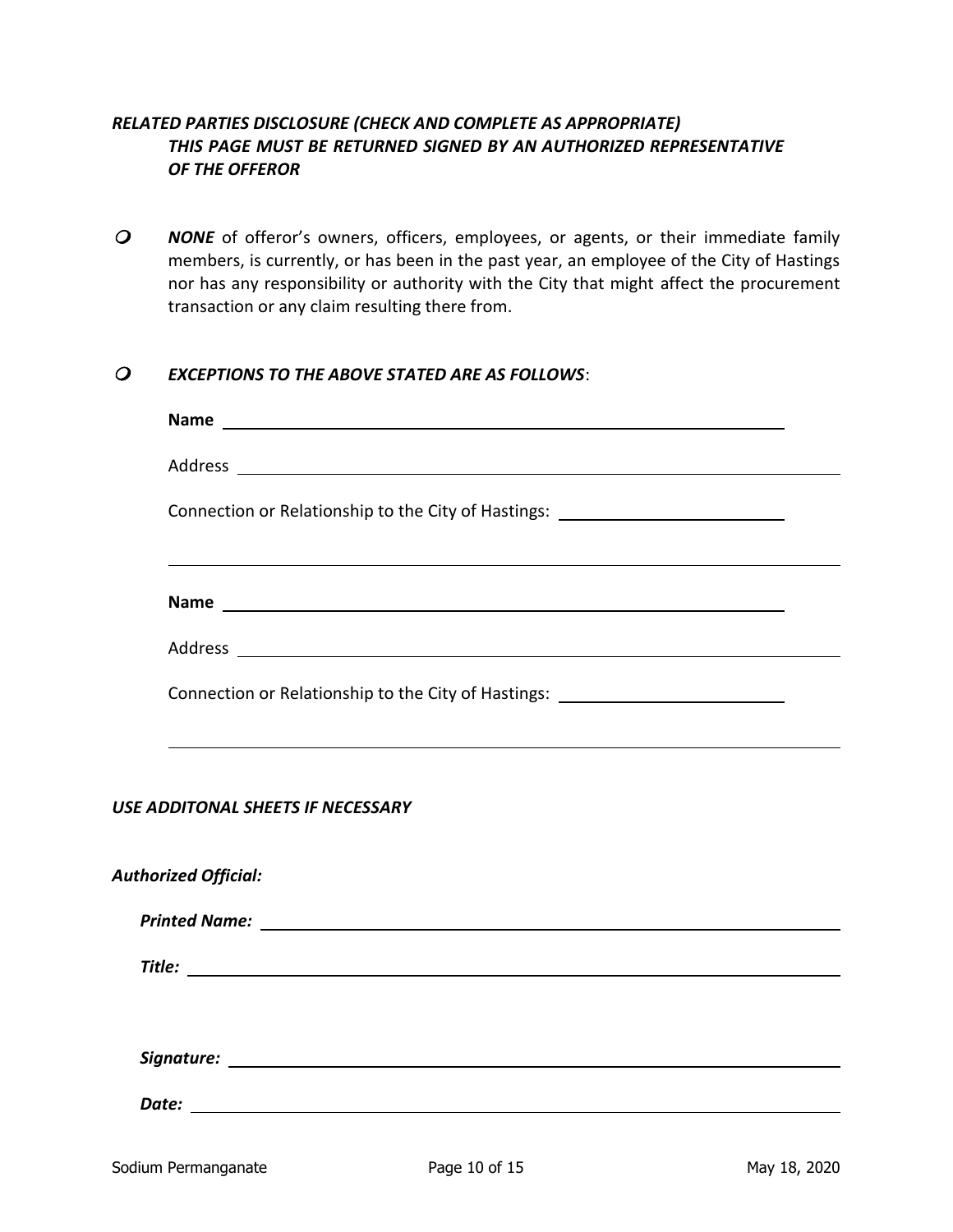***RELATED PARTIES DISCLOSURE (CHECK AND COMPLETE AS APPROPRIATE)***
***THIS PAGE MUST BE RETURNED SIGNED BY AN AUTHORIZED REPRESENTATIVE OF THE OFFEROR***

- ***NONE*** of offeror's owners, officers, employees, or agents, or their immediate family members, is currently, or has been in the past year, an employee of the City of Hastings nor has any responsibility or authority with the City that might affect the procurement transaction or any claim resulting there from.

- ***EXCEPTIONS TO THE ABOVE STATED ARE AS FOLLOWS***:

  **Name** ______________________________

  Address ______________________________

  Connection or Relationship to the City of Hastings: ______________________________

  ______________________________

  **Name** ______________________________

  Address ______________________________

  Connection or Relationship to the City of Hastings: ______________________________

  ______________________________

***USE ADDITONAL SHEETS IF NECESSARY***

***Authorized Official:***

***Printed Name:*** ______________________________

***Title:*** ______________________________

***Signature:*** ______________________________

***Date:*** ______________________________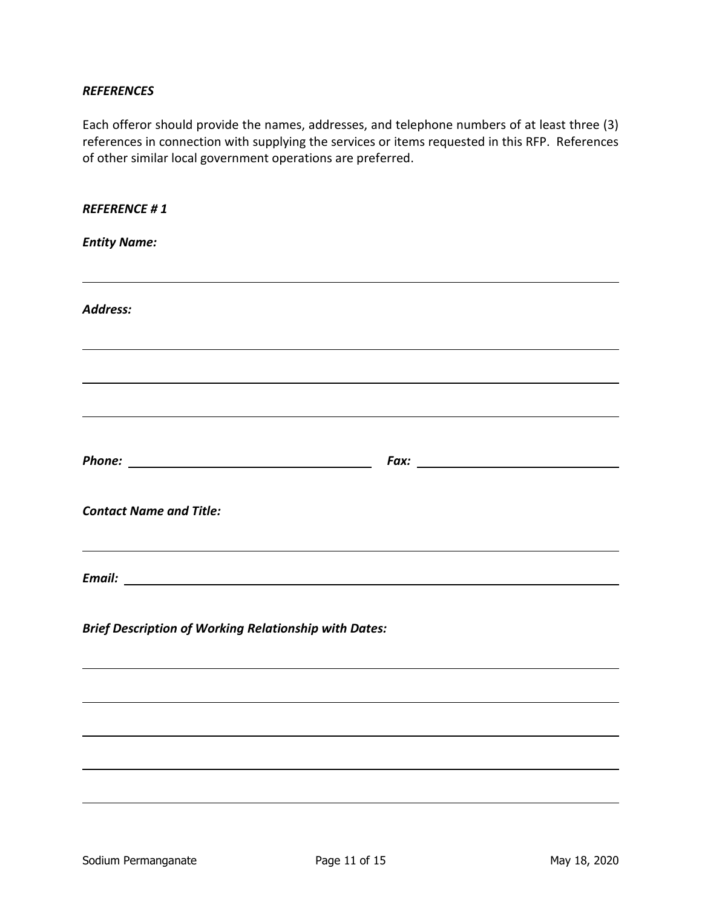***REFERENCES***

Each offeror should provide the names, addresses, and telephone numbers of at least three (3) references in connection with supplying the services or items requested in this RFP. References of other similar local government operations are preferred.

***REFERENCE # 1***

***Entity Name:***

______________________________________________________________________

***Address:***

______________________________________________________________________

______________________________________________________________________

______________________________________________________________________

***Phone:*** ______________________________ ***Fax:*** ______________________________

***Contact Name and Title:***

______________________________________________________________________

***Email:*** ______________________________________________________________

***Brief Description of Working Relationship with Dates:***

______________________________________________________________________

______________________________________________________________________

______________________________________________________________________

______________________________________________________________________

______________________________________________________________________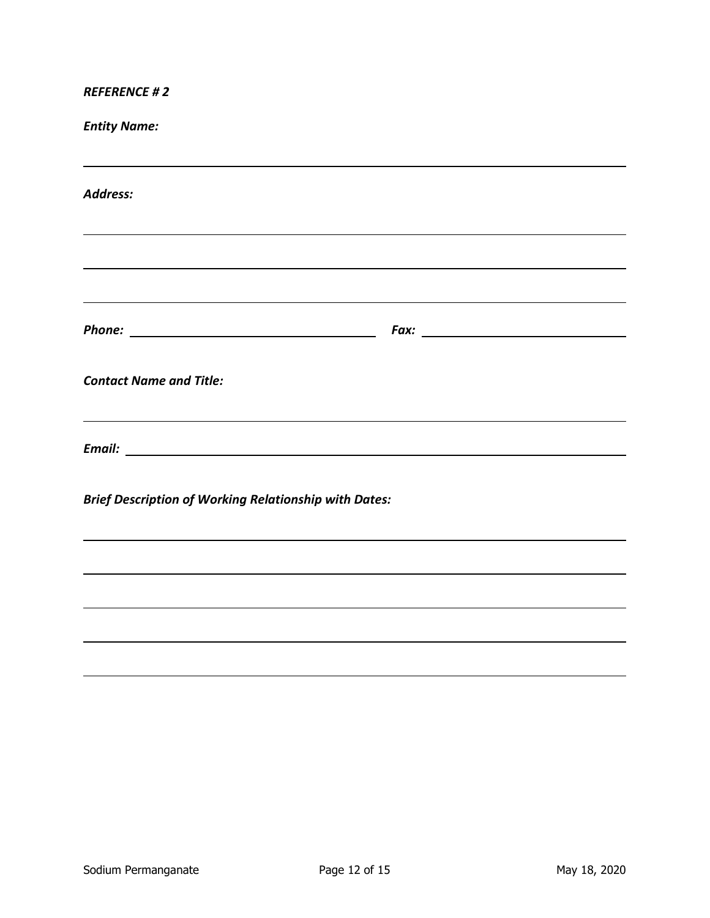***REFERENCE # 2***

***Entity Name:***

______________________________________________________________________

***Address:***

______________________________________________________________________

______________________________________________________________________

______________________________________________________________________

***Phone:*** ______________________________ ***Fax:*** ______________________________

***Contact Name and Title:***

______________________________________________________________________

***Email:*** ______________________________________________________________

***Brief Description of Working Relationship with Dates:***

______________________________________________________________________

______________________________________________________________________

______________________________________________________________________

______________________________________________________________________

______________________________________________________________________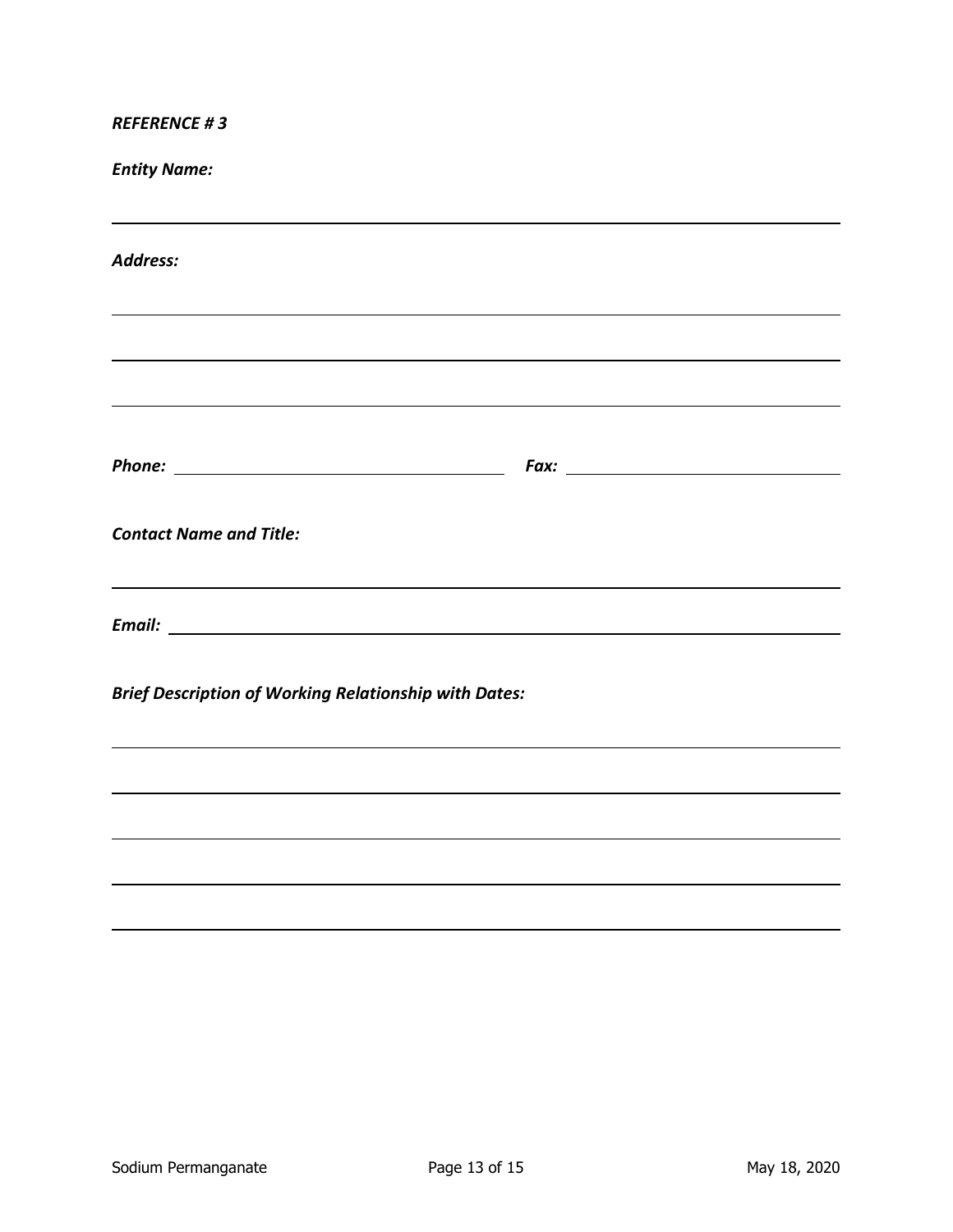***REFERENCE # 3***

***Entity Name:***

______________________________________________________________________________

***Address:***

______________________________________________________________________________

______________________________________________________________________________

______________________________________________________________________________

***Phone:*** ______________________________ ***Fax:*** ______________________________

***Contact Name and Title:***

______________________________________________________________________________

***Email:*** ______________________________________________________________________

***Brief Description of Working Relationship with Dates:***

______________________________________________________________________________

______________________________________________________________________________

______________________________________________________________________________

______________________________________________________________________________

______________________________________________________________________________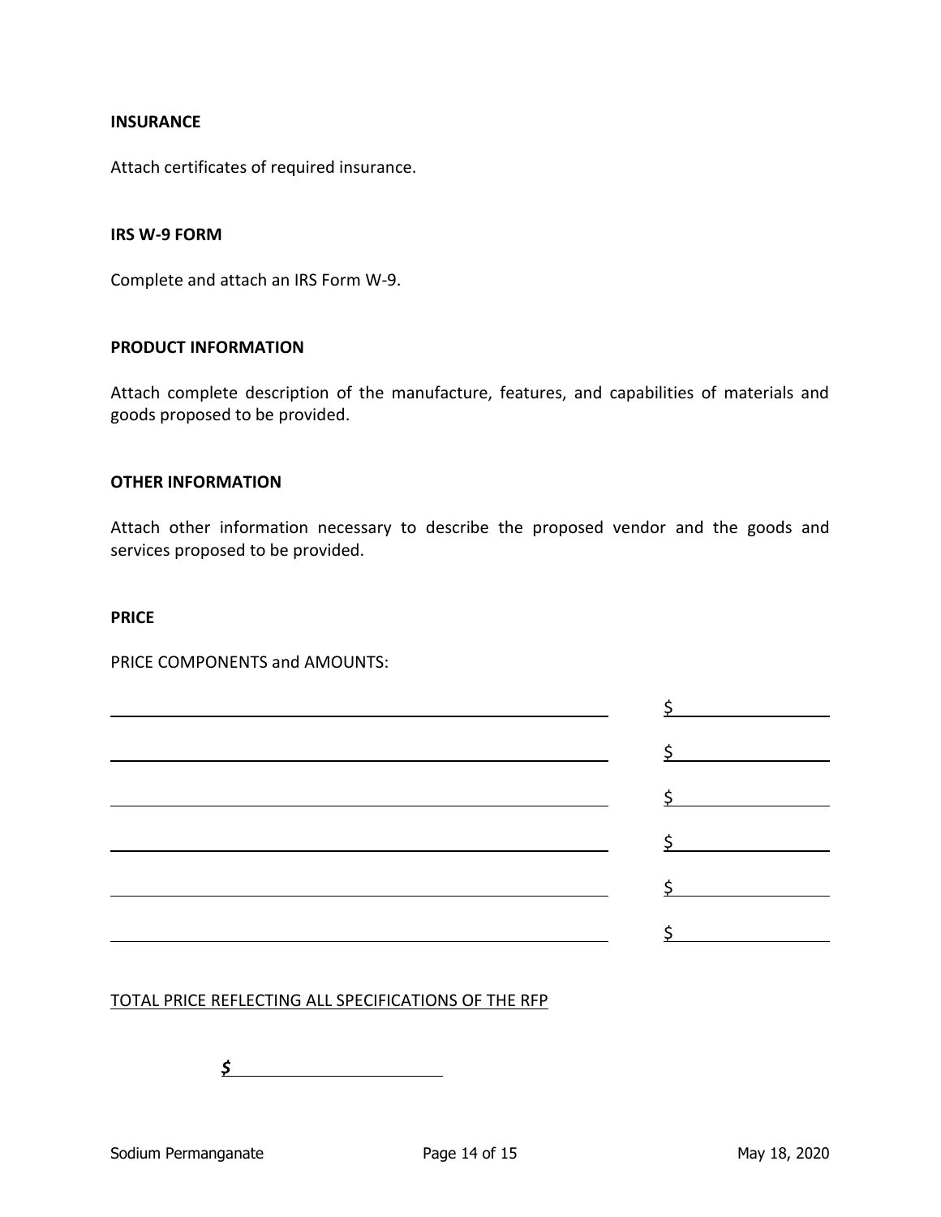**INSURANCE**

Attach certificates of required insurance.

**IRS W-9 FORM**

Complete and attach an IRS Form W-9.

**PRODUCT INFORMATION**

Attach complete description of the manufacture, features, and capabilities of materials and goods proposed to be provided.

**OTHER INFORMATION**

Attach other information necessary to describe the proposed vendor and the goods and services proposed to be provided.

**PRICE**

PRICE COMPONENTS and AMOUNTS:

| | |
|---|---|
| ______________________________ | $ __________ |
| ______________________________ | $ __________ |
| ______________________________ | $ __________ |
| ______________________________ | $ __________ |
| ______________________________ | $ __________ |
| ______________________________ | $ __________ |

TOTAL PRICE REFLECTING ALL SPECIFICATIONS OF THE RFP

***$*** __________________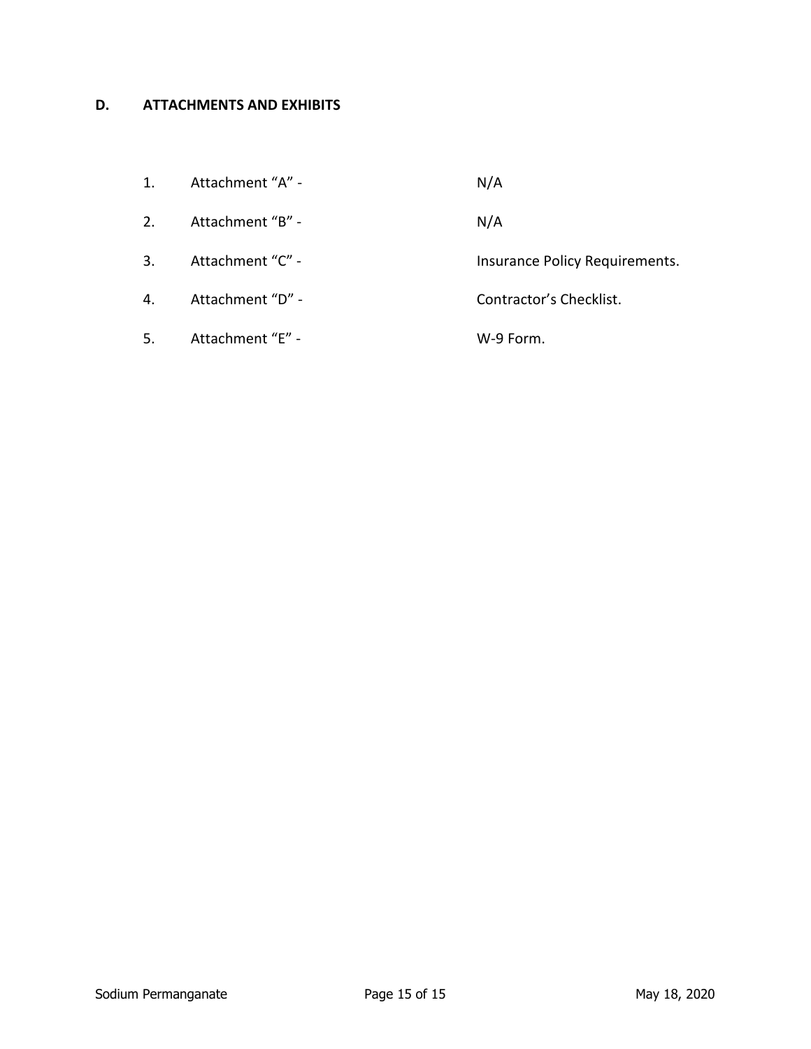## D. ATTACHMENTS AND EXHIBITS

1. Attachment "A" - N/A
2. Attachment "B" - N/A
3. Attachment "C" - Insurance Policy Requirements.
4. Attachment "D" - Contractor's Checklist.
5. Attachment "E" - W-9 Form.